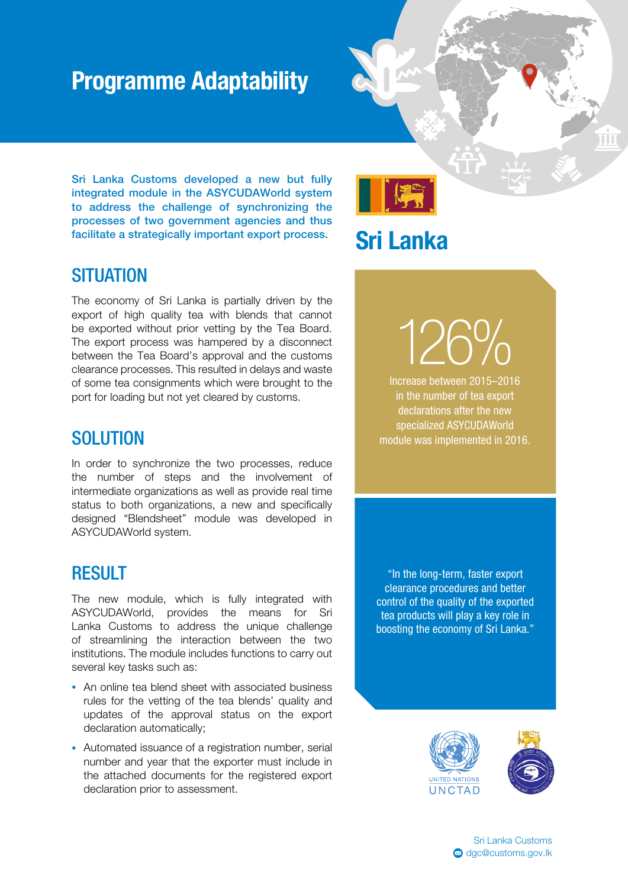# Programme Adaptability

**Sri Lanka Customs developed a new but fully integrated module in the ASYCUDAWorld system to address the challenge of synchronizing the processes of two government agencies and thus facilitate a strategically important export process.**

## Sri Lanka

## SITUATION

The economy of Sri Lanka is partially driven by the export of high quality tea with blends that cannot be exported without prior vetting by the Tea Board. The export process was hampered by a disconnect between the Tea Board's approval and the customs clearance processes. This resulted in delays and waste of some tea consignments which were brought to the port for loading but not yet cleared by customs.

## SOLUTION

In order to synchronize the two processes, reduce the number of steps and the involvement of intermediate organizations as well as provide real time status to both organizations, a new and specifically designed "Blendsheet" module was developed in ASYCUDAWorld system.

## RESULT

The new module, which is fully integrated with ASYCUDAWorld, provides the means for Sri Lanka Customs to address the unique challenge of streamlining the interaction between the two institutions. The module includes functions to carry out several key tasks such as:

- An online tea blend sheet with associated business rules for the vetting of the tea blends' quality and updates of the approval status on the export declaration automatically;
- Automated issuance of a registration number, serial number and year that the exporter must include in the attached documents for the registered export declaration prior to assessment.

**126%**

Increase between 2015–2016 in the number of tea export declarations after the new specialized ASYCUDAWorld module was implemented in 2016.

"In the long-term, faster export clearance procedures and better control of the quality of the exported tea products will play a key role in boosting the economy of Sri Lanka."

UNITED NATIONS
UNCTAD

Sri Lanka Customs
dgc@customs.gov.lk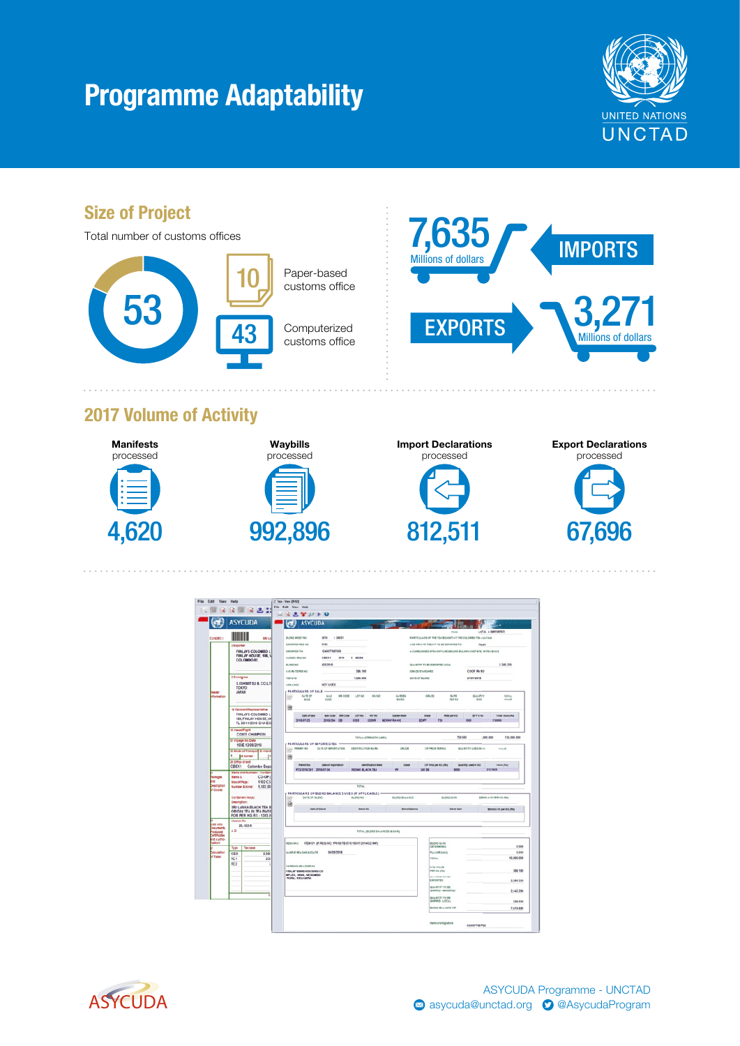# Programme Adaptability

UNITED NATIONS
UNCTAD

## Size of Project

Total number of customs offices

53

10 Paper-based customs office

43 Computerized customs office

7,635
Millions of dollars

IMPORTS

EXPORTS

3,271
Millions of dollars

## 2017 Volume of Activity

**Manifests** processed

4,620

**Waybills** processed

992,896

**Import Declarations** processed

812,511

**Export Declarations** processed

67,696

ASYCUDA

ASYCUDA Programme - UNCTAD
asycuda@unctad.org @AsycudaProgram